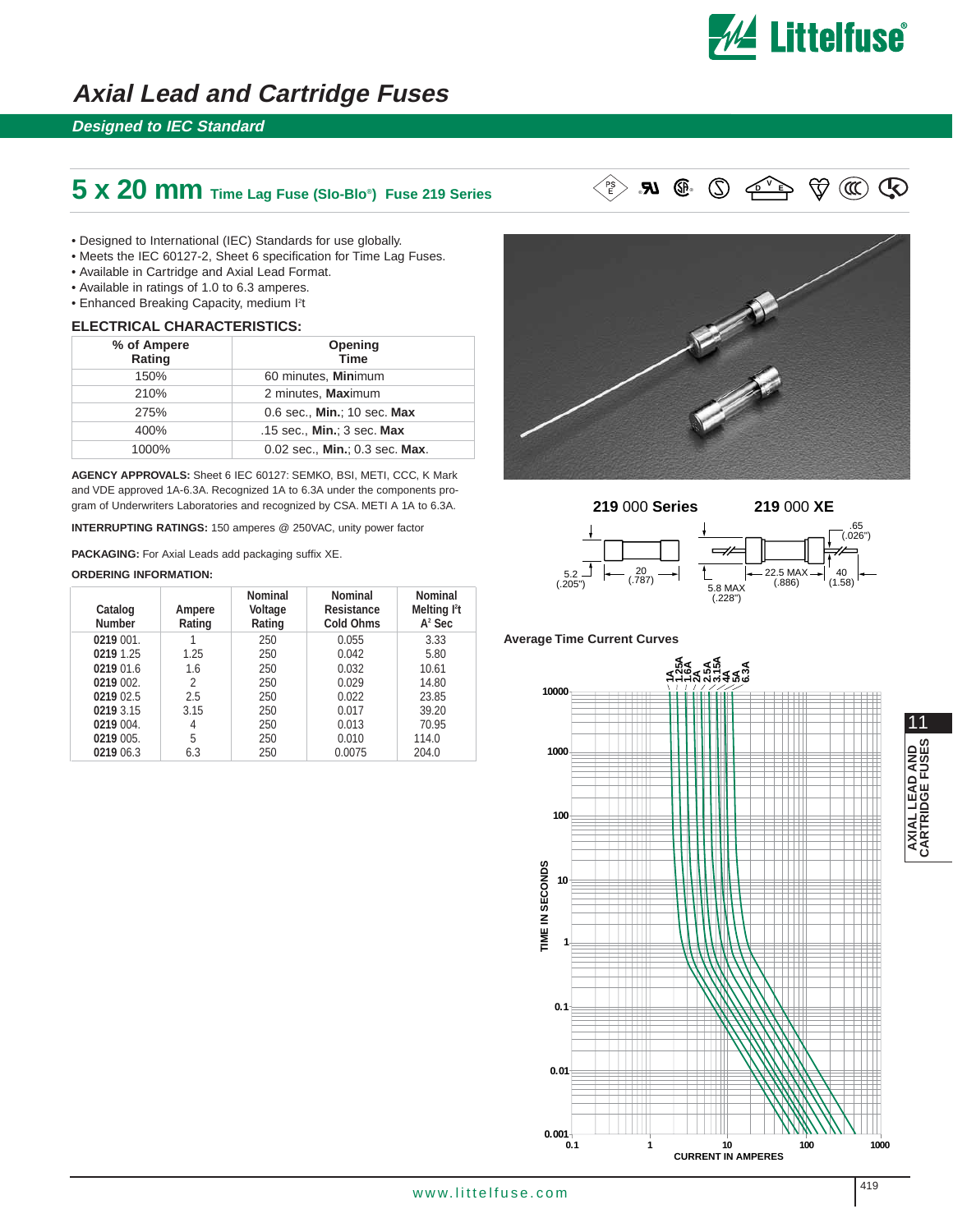# Axial Lead and Cartridge Fuses

*Designed to IEC Standard*

## 5 x 20 mm Time Lag Fuse (Slo-Blo®) Fuse 219 Series

- Designed to International (IEC) Standards for use globally.
- Meets the IEC 60127-2, Sheet 6 specification for Time Lag Fuses.
- Available in Cartridge and Axial Lead Format.
- Available in ratings of 1.0 to 6.3 amperes.
- Enhanced Breaking Capacity, medium $I^2t$

### ELECTRICAL CHARACTERISTICS:

| % of Ampere Rating | Opening Time |
|---|---|
| 150% | 60 minutes, **Min**imum |
| 210% | 2 minutes, **Max**imum |
| 275% | 0.6 sec., **Min.**; 10 sec. **Max** |
| 400% | .15 sec., **Min.**; 3 sec. **Max** |
| 1000% | 0.02 sec., **Min.**; 0.3 sec. **Max**. |

**AGENCY APPROVALS:** Sheet 6 IEC 60127: SEMKO, BSI, METI, CCC, K Mark and VDE approved 1A-6.3A. Recognized 1A to 6.3A under the components program of Underwriters Laboratories and recognized by CSA. METI A 1A to 6.3A.

**INTERRUPTING RATINGS:** 150 amperes @ 250VAC, unity power factor

**PACKAGING:** For Axial Leads add packaging suffix XE.

**ORDERING INFORMATION:**

| Catalog Number | Ampere Rating | Nominal Voltage Rating | Nominal Resistance Cold Ohms | Nominal Melting $I^2t$ $A^2$ Sec |
|---|---|---|---|---|
| 0219 001. | 1 | 250 | 0.055 | 3.33 |
| 0219 1.25 | 1.25 | 250 | 0.042 | 5.80 |
| 0219 01.6 | 1.6 | 250 | 0.032 | 10.61 |
| 0219 002. | 2 | 250 | 0.029 | 14.80 |
| 0219 02.5 | 2.5 | 250 | 0.022 | 23.85 |
| 0219 3.15 | 3.15 | 250 | 0.017 | 39.20 |
| 0219 004. | 4 | 250 | 0.013 | 70.95 |
| 0219 005. | 5 | 250 | 0.010 | 114.0 |
| 0219 06.3 | 6.3 | 250 | 0.0075 | 204.0 |

**219 000 Series** — 5.2 (.205"), 20 (.787")

**219 000 XE** — 5.8 MAX (.228"), 22.5 MAX (.886"), 40 (1.58), .65 (.026")

**Average Time Current Curves**

Curves: 1A, 1.25A, 1.6A, 2A, 2.5A, 3.15A, 4A, 5A, 6.3A

TIME IN SECONDS (0.001 – 10000) vs. CURRENT IN AMPERES (0.1 – 1000)

www.littelfuse.com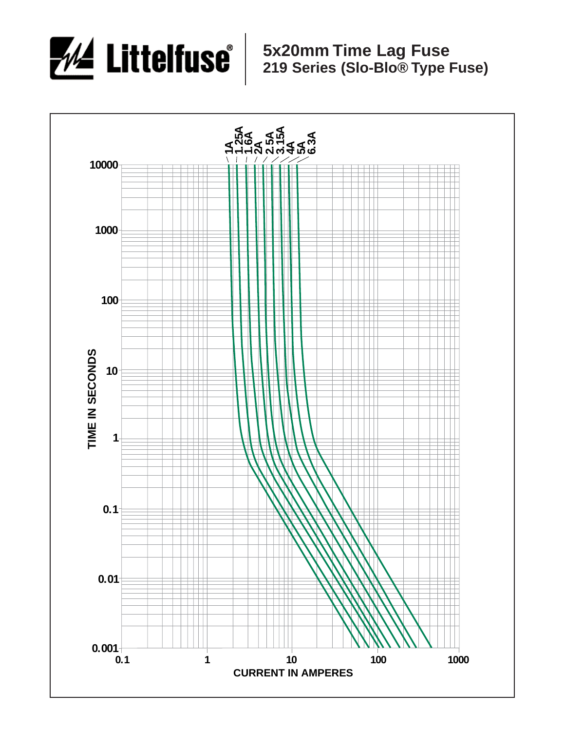# 5x20mm Time Lag Fuse
## 219 Series (Slo-Blo® Type Fuse)

1A
1.25A
1.6A
2A
2.5A
3.15A
4A
5A
6.3A

TIME IN SECONDS

10000
1000
100
10
1
0.1
0.01
0.001

0.1
1
10
100
1000

CURRENT IN AMPERES